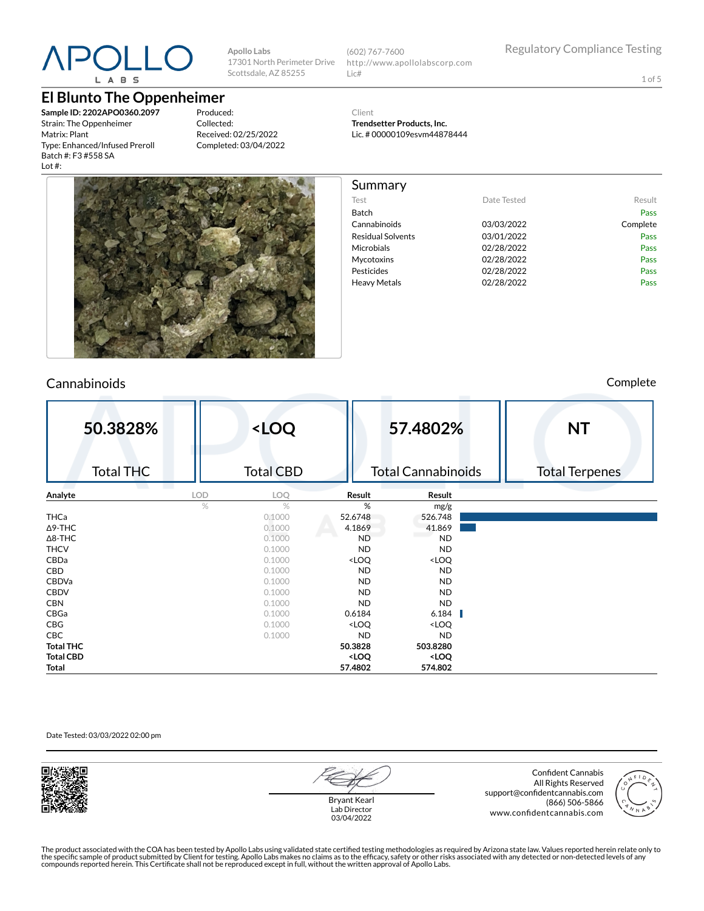APOLLO LABS

**Apollo Labs**
17301 North Perimeter Drive
Scottsdale, AZ 85255

(602) 767-7600
http://www.apollolabscorp.com
Lic#

Regulatory Compliance Testing

# El Blunto The Oppenheimer

**Sample ID: 2202APO0360.2097**
Strain: The Oppenheimer
Matrix: Plant
Type: Enhanced/Infused Preroll
Batch #: F3 #558 SA
Lot #:

Produced:
Collected:
Received: 02/25/2022
Completed: 03/04/2022

Client
**Trendsetter Products, Inc.**
Lic. # 00000109esvm44878444

## Summary

| Test | Date Tested | Result |
|---|---|---|
| Batch | | Pass |
| Cannabinoids | 03/03/2022 | Complete |
| Residual Solvents | 03/01/2022 | Pass |
| Microbials | 02/28/2022 | Pass |
| Mycotoxins | 02/28/2022 | Pass |
| Pesticides | 02/28/2022 | Pass |
| Heavy Metals | 02/28/2022 | Pass |

## Cannabinoids

Complete

| 50.3828% | <LOQ | 57.4802% | NT |
|---|---|---|---|
| Total THC | Total CBD | Total Cannabinoids | Total Terpenes |

| Analyte | LOD | LOQ | Result | Result |
|---|---|---|---|---|
| | % | % | % | mg/g |
| THCa | | 0.1000 | 52.6748 | 526.748 |
| Δ9-THC | | 0.1000 | 4.1869 | 41.869 |
| Δ8-THC | | 0.1000 | ND | ND |
| THCV | | 0.1000 | ND | ND |
| CBDa | | 0.1000 | <LOQ | <LOQ |
| CBD | | 0.1000 | ND | ND |
| CBDVa | | 0.1000 | ND | ND |
| CBDV | | 0.1000 | ND | ND |
| CBN | | 0.1000 | ND | ND |
| CBGa | | 0.1000 | 0.6184 | 6.184 |
| CBG | | 0.1000 | <LOQ | <LOQ |
| CBC | | 0.1000 | ND | ND |
| **Total THC** | | | **50.3828** | **503.8280** |
| **Total CBD** | | | **<LOQ** | **<LOQ** |
| **Total** | | | **57.4802** | **574.802** |

Date Tested: 03/03/2022 02:00 pm

Bryant Kearl
Lab Director
03/04/2022

Confident Cannabis
All Rights Reserved
support@confidentcannabis.com
(866) 506-5866
www.confidentcannabis.com

The product associated with the COA has been tested by Apollo Labs using validated state certified testing methodologies as required by Arizona state law. Values reported herein relate only to the specific sample of product submitted by Client for testing. Apollo Labs makes no claims as to the efficacy, safety or other risks associated with any detected or non-detected levels of any compounds reported herein. This Certificate shall not be reproduced except in full, without the written approval of Apollo Labs.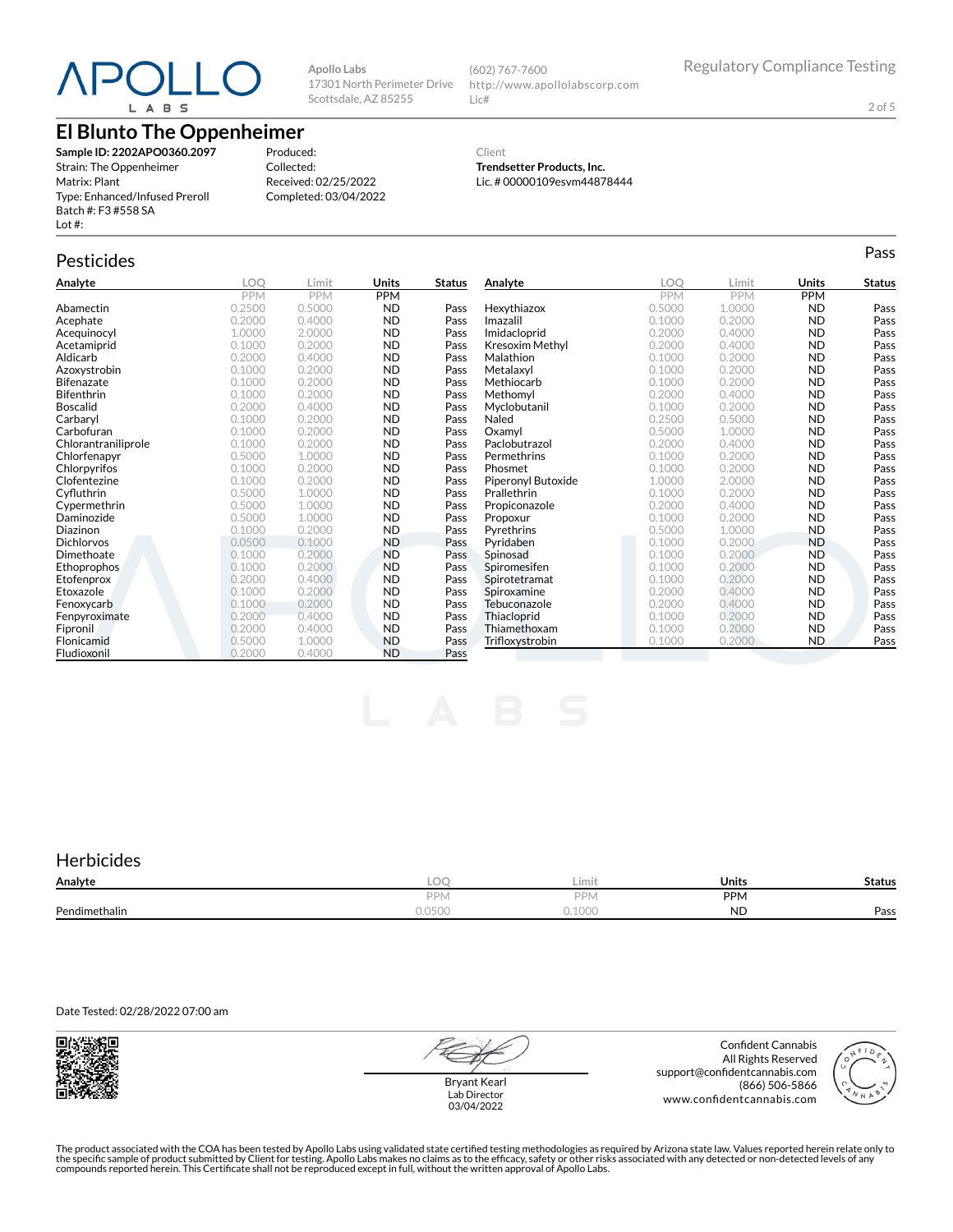Apollo Labs
17301 North Perimeter Drive
Scottsdale, AZ 85255

(602) 767-7600
http://www.apollolabscorp.com
Lic#

Regulatory Compliance Testing

# El Blunto The Oppenheimer

**Sample ID: 2202APO0360.2097**
Strain: The Oppenheimer
Matrix: Plant
Type: Enhanced/Infused Preroll
Batch #: F3 #558 SA
Lot #:

Produced:
Collected:
Received: 02/25/2022
Completed: 03/04/2022

Client
**Trendsetter Products, Inc.**
Lic. # 00000109esvm44878444

## Pesticides

Pass

| Analyte | LOQ | Limit | Units | Status |
|---|---|---|---|---|
| | PPM | PPM | PPM | |
| Abamectin | 0.2500 | 0.5000 | ND | Pass |
| Acephate | 0.2000 | 0.4000 | ND | Pass |
| Acequinocyl | 1.0000 | 2.0000 | ND | Pass |
| Acetamiprid | 0.1000 | 0.2000 | ND | Pass |
| Aldicarb | 0.2000 | 0.4000 | ND | Pass |
| Azoxystrobin | 0.1000 | 0.2000 | ND | Pass |
| Bifenazate | 0.1000 | 0.2000 | ND | Pass |
| Bifenthrin | 0.1000 | 0.2000 | ND | Pass |
| Boscalid | 0.2000 | 0.4000 | ND | Pass |
| Carbaryl | 0.1000 | 0.2000 | ND | Pass |
| Carbofuran | 0.1000 | 0.2000 | ND | Pass |
| Chlorantraniliprole | 0.1000 | 0.2000 | ND | Pass |
| Chlorfenapyr | 0.5000 | 1.0000 | ND | Pass |
| Chlorpyrifos | 0.1000 | 0.2000 | ND | Pass |
| Clofentezine | 0.1000 | 0.2000 | ND | Pass |
| Cyfluthrin | 0.5000 | 1.0000 | ND | Pass |
| Cypermethrin | 0.5000 | 1.0000 | ND | Pass |
| Daminozide | 0.5000 | 1.0000 | ND | Pass |
| Diazinon | 0.1000 | 0.2000 | ND | Pass |
| Dichlorvos | 0.0500 | 0.1000 | ND | Pass |
| Dimethoate | 0.1000 | 0.2000 | ND | Pass |
| Ethoprophos | 0.1000 | 0.2000 | ND | Pass |
| Etofenprox | 0.2000 | 0.4000 | ND | Pass |
| Etoxazole | 0.1000 | 0.2000 | ND | Pass |
| Fenoxycarb | 0.1000 | 0.2000 | ND | Pass |
| Fenpyroximate | 0.2000 | 0.4000 | ND | Pass |
| Fipronil | 0.2000 | 0.4000 | ND | Pass |
| Flonicamid | 0.5000 | 1.0000 | ND | Pass |
| Fludioxonil | 0.2000 | 0.4000 | ND | Pass |
| Hexythiazox | 0.5000 | 1.0000 | ND | Pass |
| Imazalil | 0.1000 | 0.2000 | ND | Pass |
| Imidacloprid | 0.2000 | 0.4000 | ND | Pass |
| Kresoxim Methyl | 0.2000 | 0.4000 | ND | Pass |
| Malathion | 0.1000 | 0.2000 | ND | Pass |
| Metalaxyl | 0.1000 | 0.2000 | ND | Pass |
| Methiocarb | 0.1000 | 0.2000 | ND | Pass |
| Methomyl | 0.2000 | 0.4000 | ND | Pass |
| Myclobutanil | 0.1000 | 0.2000 | ND | Pass |
| Naled | 0.2500 | 0.5000 | ND | Pass |
| Oxamyl | 0.5000 | 1.0000 | ND | Pass |
| Paclobutrazol | 0.2000 | 0.4000 | ND | Pass |
| Permethrins | 0.1000 | 0.2000 | ND | Pass |
| Phosmet | 0.1000 | 0.2000 | ND | Pass |
| Piperonyl Butoxide | 1.0000 | 2.0000 | ND | Pass |
| Prallethrin | 0.1000 | 0.2000 | ND | Pass |
| Propiconazole | 0.2000 | 0.4000 | ND | Pass |
| Propoxur | 0.1000 | 0.2000 | ND | Pass |
| Pyrethrins | 0.5000 | 1.0000 | ND | Pass |
| Pyridaben | 0.1000 | 0.2000 | ND | Pass |
| Spinosad | 0.1000 | 0.2000 | ND | Pass |
| Spiromesifen | 0.1000 | 0.2000 | ND | Pass |
| Spirotetramat | 0.1000 | 0.2000 | ND | Pass |
| Spiroxamine | 0.2000 | 0.4000 | ND | Pass |
| Tebuconazole | 0.2000 | 0.4000 | ND | Pass |
| Thiacloprid | 0.1000 | 0.2000 | ND | Pass |
| Thiamethoxam | 0.1000 | 0.2000 | ND | Pass |
| Trifloxystrobin | 0.1000 | 0.2000 | ND | Pass |

## Herbicides

| Analyte | LOQ | Limit | Units | Status |
|---|---|---|---|---|
| | PPM | PPM | PPM | |
| Pendimethalin | 0.0500 | 0.1000 | ND | Pass |

Date Tested: 02/28/2022 07:00 am

Bryant Kearl
Lab Director
03/04/2022

Confident Cannabis
All Rights Reserved
support@confidentcannabis.com
(866) 506-5866
www.confidentcannabis.com

The product associated with the COA has been tested by Apollo Labs using validated state certified testing methodologies as required by Arizona state law. Values reported herein relate only to the specific sample of product submitted by Client for testing. Apollo Labs makes no claims as to the efficacy, safety or other risks associated with any detected or non-detected levels of any compounds reported herein. This Certificate shall not be reproduced except in full, without the written approval of Apollo Labs.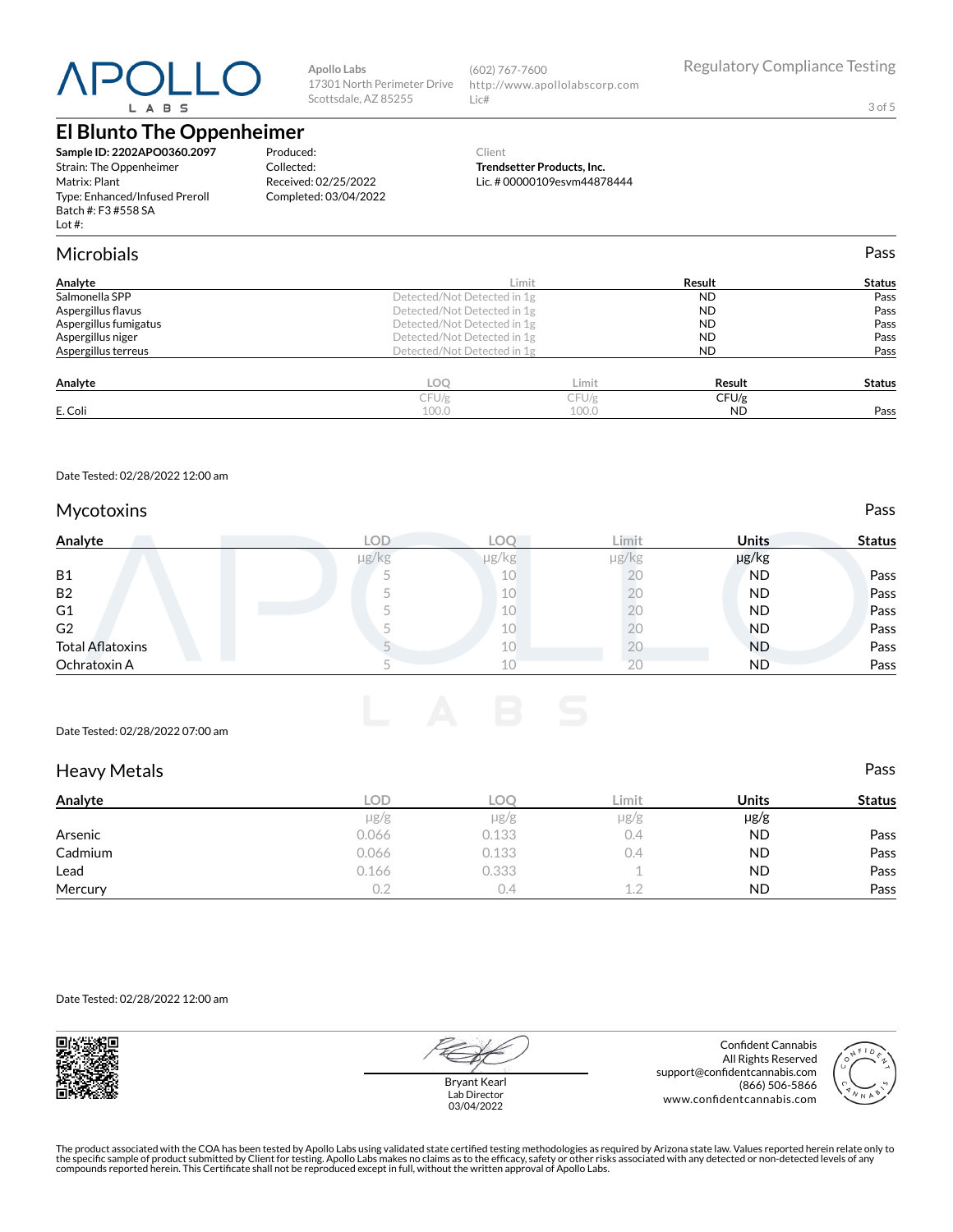Apollo Labs
17301 North Perimeter Drive
Scottsdale, AZ 85255

(602) 767-7600
http://www.apollolabscorp.com
Lic#

Regulatory Compliance Testing

# El Blunto The Oppenheimer

**Sample ID: 2202APO0360.2097**
Strain: The Oppenheimer
Matrix: Plant
Type: Enhanced/Infused Preroll
Batch #: F3 #558 SA
Lot #:

Produced:
Collected:
Received: 02/25/2022
Completed: 03/04/2022

Client
**Trendsetter Products, Inc.**
Lic. # 00000109esvm44878444

## Microbials

Pass

| Analyte | Limit | Result | Status |
|---|---|---|---|
| Salmonella SPP | Detected/Not Detected in 1g | ND | Pass |
| Aspergillus flavus | Detected/Not Detected in 1g | ND | Pass |
| Aspergillus fumigatus | Detected/Not Detected in 1g | ND | Pass |
| Aspergillus niger | Detected/Not Detected in 1g | ND | Pass |
| Aspergillus terreus | Detected/Not Detected in 1g | ND | Pass |

| Analyte | LOQ | Limit | Result | Status |
|---|---|---|---|---|
| | CFU/g | CFU/g | CFU/g | |
| E. Coli | 100.0 | 100.0 | ND | Pass |

Date Tested: 02/28/2022 12:00 am

## Mycotoxins

Pass

| Analyte | LOD | LOQ | Limit | Units | Status |
|---|---|---|---|---|---|
| | µg/kg | µg/kg | µg/kg | µg/kg | |
| B1 | 5 | 10 | 20 | ND | Pass |
| B2 | 5 | 10 | 20 | ND | Pass |
| G1 | 5 | 10 | 20 | ND | Pass |
| G2 | 5 | 10 | 20 | ND | Pass |
| Total Aflatoxins | 5 | 10 | 20 | ND | Pass |
| Ochratoxin A | 5 | 10 | 20 | ND | Pass |

Date Tested: 02/28/2022 07:00 am

## Heavy Metals

Pass

| Analyte | LOD | LOQ | Limit | Units | Status |
|---|---|---|---|---|---|
| | µg/g | µg/g | µg/g | µg/g | |
| Arsenic | 0.066 | 0.133 | 0.4 | ND | Pass |
| Cadmium | 0.066 | 0.133 | 0.4 | ND | Pass |
| Lead | 0.166 | 0.333 | 1 | ND | Pass |
| Mercury | 0.2 | 0.4 | 1.2 | ND | Pass |

Date Tested: 02/28/2022 12:00 am

Bryant Kearl
Lab Director
03/04/2022

Confident Cannabis
All Rights Reserved
support@confidentcannabis.com
(866) 506-5866
www.confidentcannabis.com

The product associated with the COA has been tested by Apollo Labs using validated state certified testing methodologies as required by Arizona state law. Values reported herein relate only to the specific sample of product submitted by Client for testing. Apollo Labs makes no claims as to the efficacy, safety or other risks associated with any detected or non-detected levels of any compounds reported herein. This Certificate shall not be reproduced except in full, without the written approval of Apollo Labs.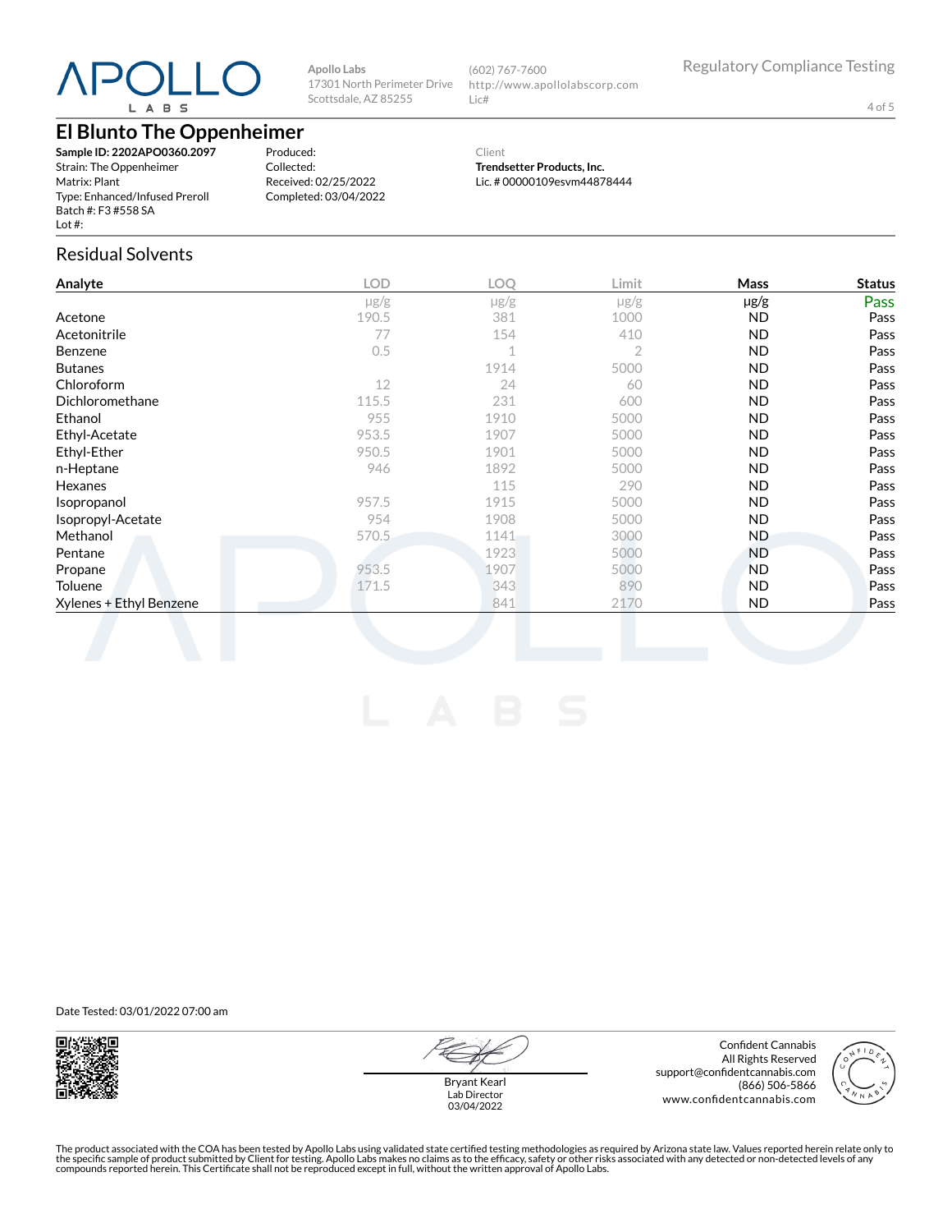Apollo Labs
17301 North Perimeter Drive
Scottsdale, AZ 85255

(602) 767-7600
http://www.apollolabscorp.com
Lic#

Regulatory Compliance Testing

# El Blunto The Oppenheimer

**Sample ID: 2202APO0360.2097**
Strain: The Oppenheimer
Matrix: Plant
Type: Enhanced/Infused Preroll
Batch #: F3 #558 SA
Lot #:

Produced:
Collected:
Received: 02/25/2022
Completed: 03/04/2022

Client
**Trendsetter Products, Inc.**
Lic. # 00000109esvm44878444

## Residual Solvents

| Analyte | LOD | LOQ | Limit | Mass | Status |
|---|---|---|---|---|---|
| | μg/g | μg/g | μg/g | μg/g | Pass |
| Acetone | 190.5 | 381 | 1000 | ND | Pass |
| Acetonitrile | 77 | 154 | 410 | ND | Pass |
| Benzene | 0.5 | 1 | 2 | ND | Pass |
| Butanes | | 1914 | 5000 | ND | Pass |
| Chloroform | 12 | 24 | 60 | ND | Pass |
| Dichloromethane | 115.5 | 231 | 600 | ND | Pass |
| Ethanol | 955 | 1910 | 5000 | ND | Pass |
| Ethyl-Acetate | 953.5 | 1907 | 5000 | ND | Pass |
| Ethyl-Ether | 950.5 | 1901 | 5000 | ND | Pass |
| n-Heptane | 946 | 1892 | 5000 | ND | Pass |
| Hexanes | | 115 | 290 | ND | Pass |
| Isopropanol | 957.5 | 1915 | 5000 | ND | Pass |
| Isopropyl-Acetate | 954 | 1908 | 5000 | ND | Pass |
| Methanol | 570.5 | 1141 | 3000 | ND | Pass |
| Pentane | | 1923 | 5000 | ND | Pass |
| Propane | 953.5 | 1907 | 5000 | ND | Pass |
| Toluene | 171.5 | 343 | 890 | ND | Pass |
| Xylenes + Ethyl Benzene | | 841 | 2170 | ND | Pass |

Date Tested: 03/01/2022 07:00 am

Bryant Kearl
Lab Director
03/04/2022

Confident Cannabis
All Rights Reserved
support@confidentcannabis.com
(866) 506-5866
www.confidentcannabis.com

The product associated with the COA has been tested by Apollo Labs using validated state certified testing methodologies as required by Arizona state law. Values reported herein relate only to the specific sample of product submitted by Client for testing. Apollo Labs makes no claims as to the efficacy, safety or other risks associated with any detected or non-detected levels of any compounds reported herein. This Certificate shall not be reproduced except in full, without the written approval of Apollo Labs.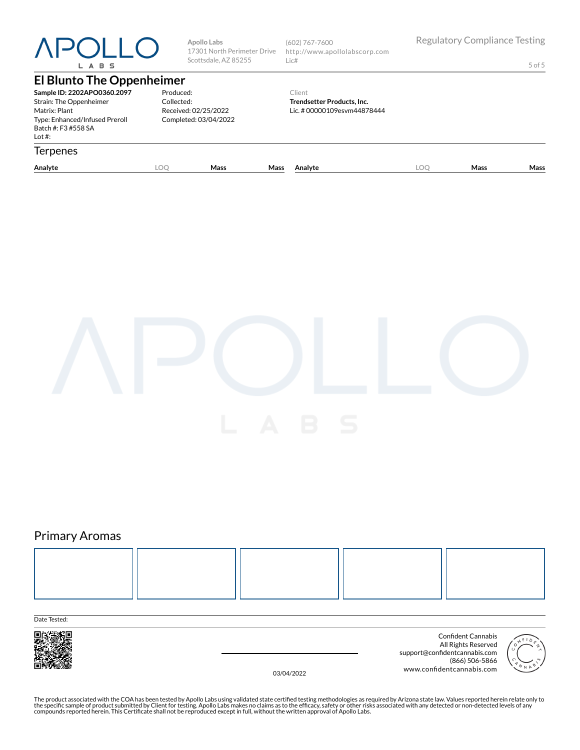# El Blunto The Oppenheimer

**Sample ID: 2202APO0360.2097**
Strain: The Oppenheimer
Matrix: Plant
Type: Enhanced/Infused Preroll
Batch #: F3 #558 SA
Lot #:

Produced:
Collected:
Received: 02/25/2022
Completed: 03/04/2022

Client
**Trendsetter Products, Inc.**
Lic. # 00000109esvm44878444

## Terpenes

| Analyte | LOQ | Mass | Mass | Analyte | LOQ | Mass | Mass |
|---|---|---|---|---|---|---|---|

## Primary Aromas

Date Tested:

03/04/2022

Confident Cannabis
All Rights Reserved
support@confidentcannabis.com
(866) 506-5866
www.confidentcannabis.com

The product associated with the COA has been tested by Apollo Labs using validated state certified testing methodologies as required by Arizona state law. Values reported herein relate only to the specific sample of product submitted by Client for testing. Apollo Labs makes no claims as to the efficacy, safety or other risks associated with any detected or non-detected levels of any compounds reported herein. This Certificate shall not be reproduced except in full, without the written approval of Apollo Labs.